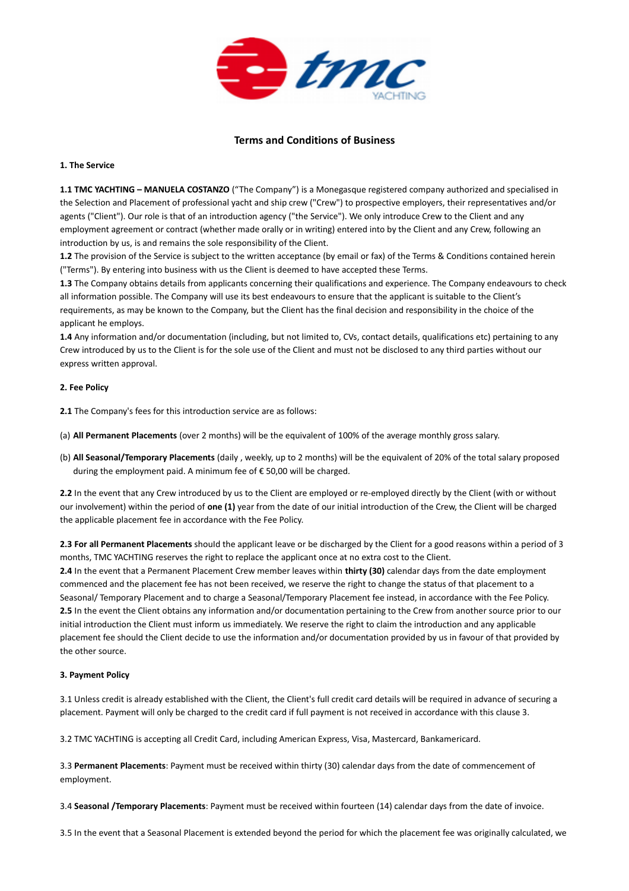# Terms and Conditions of Business

**1. The Service**

**1.1 TMC YACHTING – MANUELA COSTANZO** ("The Company") is a Monegasque registered company authorized and specialised in the Selection and Placement of professional yacht and ship crew ("Crew") to prospective employers, their representatives and/or agents ("Client"). Our role is that of an introduction agency ("the Service"). We only introduce Crew to the Client and any employment agreement or contract (whether made orally or in writing) entered into by the Client and any Crew, following an introduction by us, is and remains the sole responsibility of the Client.

**1.2** The provision of the Service is subject to the written acceptance (by email or fax) of the Terms & Conditions contained herein ("Terms"). By entering into business with us the Client is deemed to have accepted these Terms.

**1.3** The Company obtains details from applicants concerning their qualifications and experience. The Company endeavours to check all information possible. The Company will use its best endeavours to ensure that the applicant is suitable to the Client's requirements, as may be known to the Company, but the Client has the final decision and responsibility in the choice of the applicant he employs.

**1.4** Any information and/or documentation (including, but not limited to, CVs, contact details, qualifications etc) pertaining to any Crew introduced by us to the Client is for the sole use of the Client and must not be disclosed to any third parties without our express written approval.

**2. Fee Policy**

**2.1** The Company's fees for this introduction service are as follows:

(a) **All Permanent Placements** (over 2 months) will be the equivalent of 100% of the average monthly gross salary.

(b) **All Seasonal/Temporary Placements** (daily , weekly, up to 2 months) will be the equivalent of 20% of the total salary proposed during the employment paid. A minimum fee of € 50,00 will be charged.

**2.2** In the event that any Crew introduced by us to the Client are employed or re-employed directly by the Client (with or without our involvement) within the period of **one (1)** year from the date of our initial introduction of the Crew, the Client will be charged the applicable placement fee in accordance with the Fee Policy.

**2.3 For all Permanent Placements** should the applicant leave or be discharged by the Client for a good reasons within a period of 3 months, TMC YACHTING reserves the right to replace the applicant once at no extra cost to the Client.

**2.4** In the event that a Permanent Placement Crew member leaves within **thirty (30)** calendar days from the date employment commenced and the placement fee has not been received, we reserve the right to change the status of that placement to a Seasonal/ Temporary Placement and to charge a Seasonal/Temporary Placement fee instead, in accordance with the Fee Policy.

**2.5** In the event the Client obtains any information and/or documentation pertaining to the Crew from another source prior to our initial introduction the Client must inform us immediately. We reserve the right to claim the introduction and any applicable placement fee should the Client decide to use the information and/or documentation provided by us in favour of that provided by the other source.

**3. Payment Policy**

3.1 Unless credit is already established with the Client, the Client's full credit card details will be required in advance of securing a placement. Payment will only be charged to the credit card if full payment is not received in accordance with this clause 3.

3.2 TMC YACHTING is accepting all Credit Card, including American Express, Visa, Mastercard, Bankamericard.

3.3 **Permanent Placements**: Payment must be received within thirty (30) calendar days from the date of commencement of employment.

3.4 **Seasonal /Temporary Placements**: Payment must be received within fourteen (14) calendar days from the date of invoice.

3.5 In the event that a Seasonal Placement is extended beyond the period for which the placement fee was originally calculated, we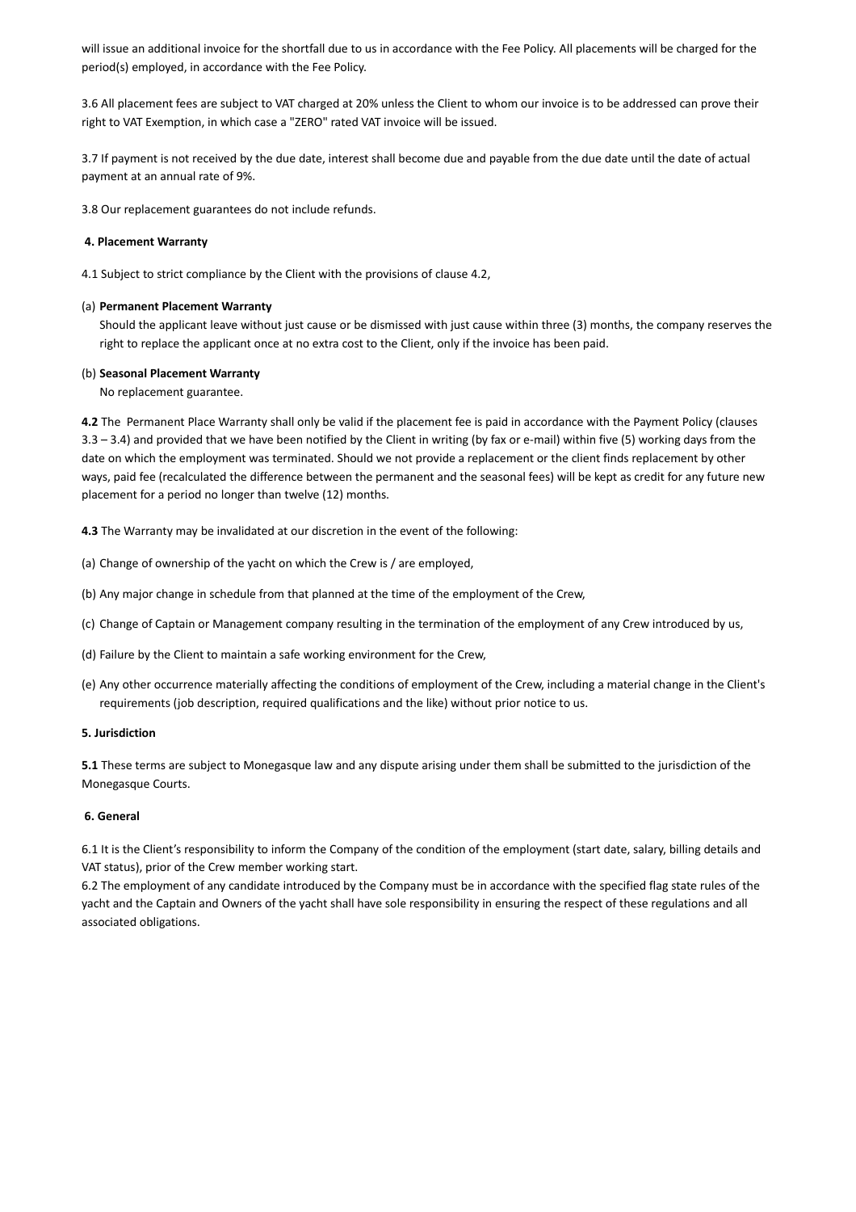will issue an additional invoice for the shortfall due to us in accordance with the Fee Policy. All placements will be charged for the period(s) employed, in accordance with the Fee Policy.

3.6 All placement fees are subject to VAT charged at 20% unless the Client to whom our invoice is to be addressed can prove their right to VAT Exemption, in which case a "ZERO" rated VAT invoice will be issued.

3.7 If payment is not received by the due date, interest shall become due and payable from the due date until the date of actual payment at an annual rate of 9%.

3.8 Our replacement guarantees do not include refunds.

**4. Placement Warranty**

4.1 Subject to strict compliance by the Client with the provisions of clause 4.2,

(a) **Permanent Placement Warranty**

Should the applicant leave without just cause or be dismissed with just cause within three (3) months, the company reserves the right to replace the applicant once at no extra cost to the Client, only if the invoice has been paid.

(b) **Seasonal Placement Warranty**

No replacement guarantee.

**4.2** The Permanent Place Warranty shall only be valid if the placement fee is paid in accordance with the Payment Policy (clauses 3.3 – 3.4) and provided that we have been notified by the Client in writing (by fax or e-mail) within five (5) working days from the date on which the employment was terminated. Should we not provide a replacement or the client finds replacement by other ways, paid fee (recalculated the difference between the permanent and the seasonal fees) will be kept as credit for any future new placement for a period no longer than twelve (12) months.

**4.3** The Warranty may be invalidated at our discretion in the event of the following:

(a) Change of ownership of the yacht on which the Crew is / are employed,

(b) Any major change in schedule from that planned at the time of the employment of the Crew,

(c) Change of Captain or Management company resulting in the termination of the employment of any Crew introduced by us,

(d) Failure by the Client to maintain a safe working environment for the Crew,

(e) Any other occurrence materially affecting the conditions of employment of the Crew, including a material change in the Client's requirements (job description, required qualifications and the like) without prior notice to us.

**5. Jurisdiction**

**5.1** These terms are subject to Monegasque law and any dispute arising under them shall be submitted to the jurisdiction of the Monegasque Courts.

**6. General**

6.1 It is the Client's responsibility to inform the Company of the condition of the employment (start date, salary, billing details and VAT status), prior of the Crew member working start.

6.2 The employment of any candidate introduced by the Company must be in accordance with the specified flag state rules of the yacht and the Captain and Owners of the yacht shall have sole responsibility in ensuring the respect of these regulations and all associated obligations.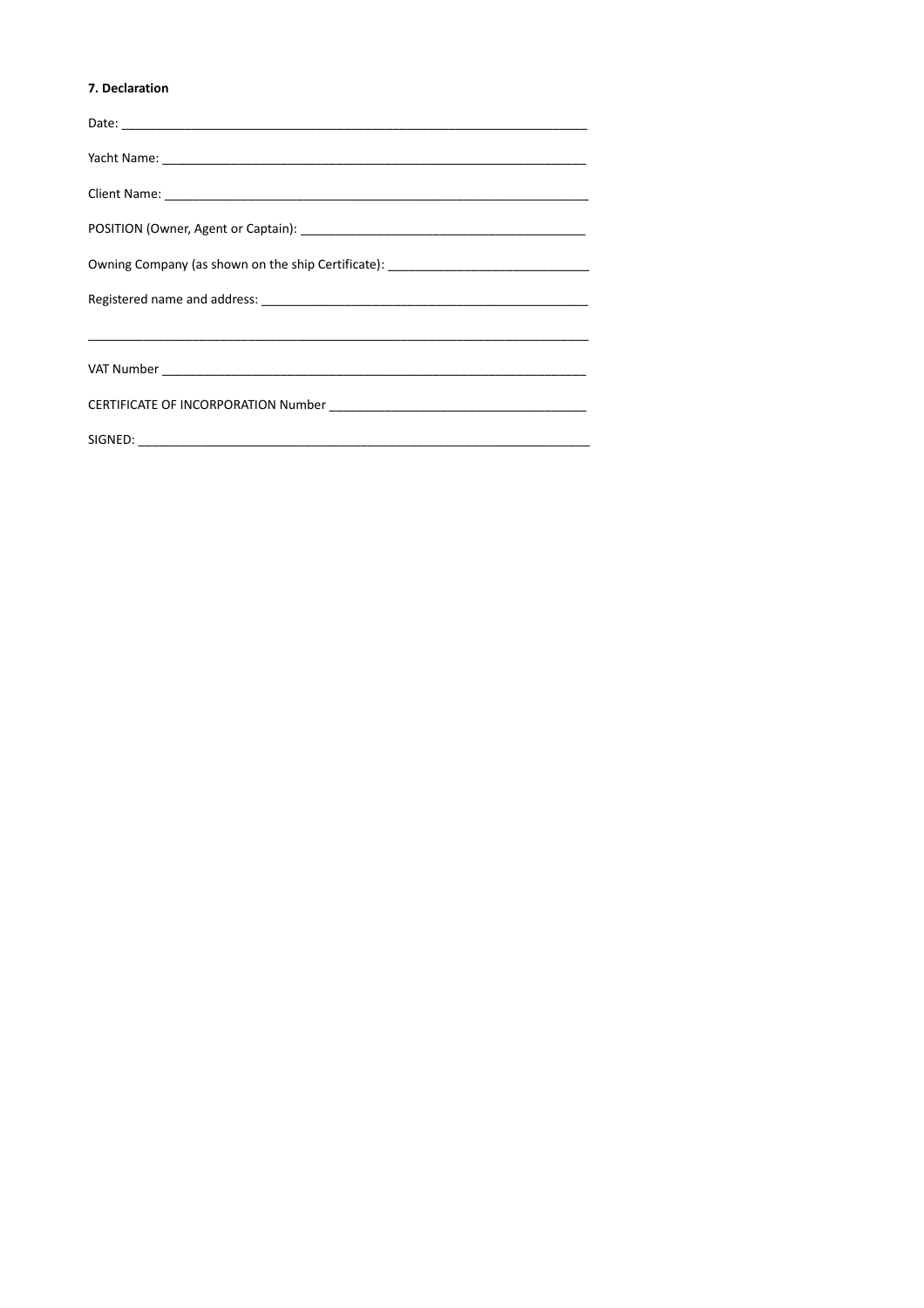**7. Declaration**

Date: ______________________________________________________________________

Yacht Name: _________________________________________________________________

Client Name: _________________________________________________________________

POSITION (Owner, Agent or Captain): ___________________________________________

Owning Company (as shown on the ship Certificate): _____________________________

Registered name and address: ________________________________________________

_____________________________________________________________________________

VAT Number _________________________________________________________________

CERTIFICATE OF INCORPORATION Number ______________________________________

SIGNED: _____________________________________________________________________